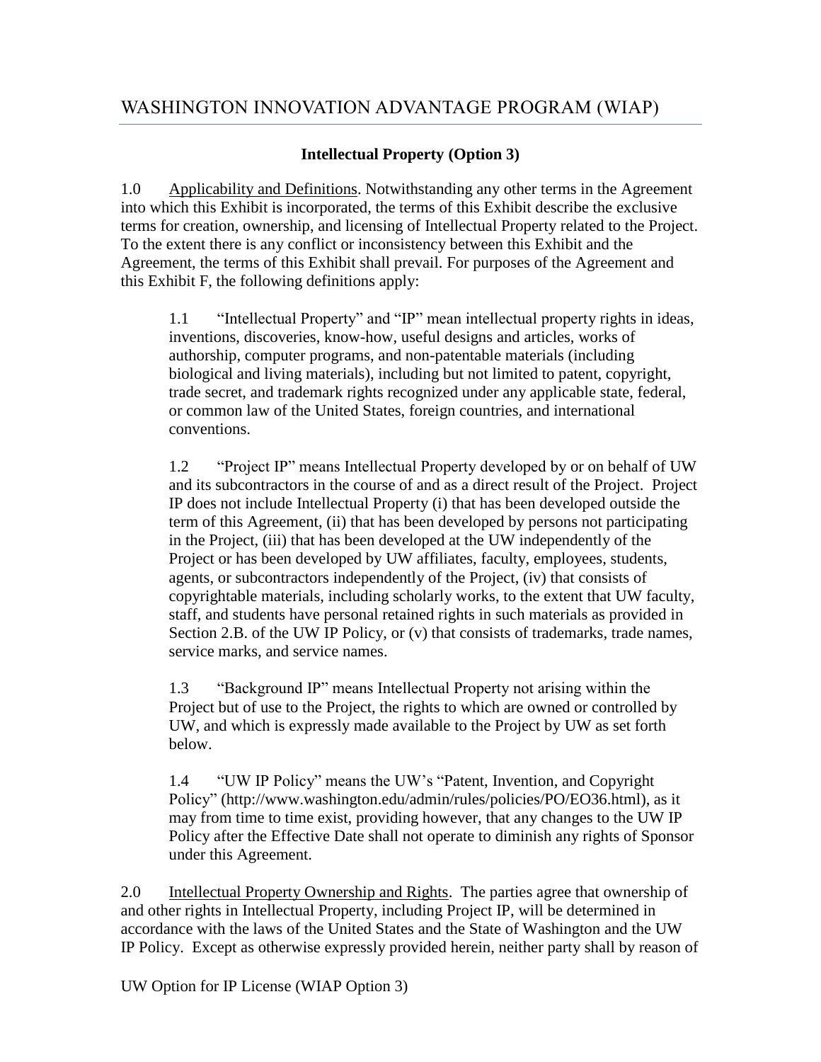# WASHINGTON INNOVATION ADVANTAGE PROGRAM (WIAP)

**Intellectual Property (Option 3)**

1.0 Applicability and Definitions. Notwithstanding any other terms in the Agreement into which this Exhibit is incorporated, the terms of this Exhibit describe the exclusive terms for creation, ownership, and licensing of Intellectual Property related to the Project. To the extent there is any conflict or inconsistency between this Exhibit and the Agreement, the terms of this Exhibit shall prevail. For purposes of the Agreement and this Exhibit F, the following definitions apply:

> 1.1 "Intellectual Property" and "IP" mean intellectual property rights in ideas, inventions, discoveries, know-how, useful designs and articles, works of authorship, computer programs, and non-patentable materials (including biological and living materials), including but not limited to patent, copyright, trade secret, and trademark rights recognized under any applicable state, federal, or common law of the United States, foreign countries, and international conventions.
>
> 1.2 "Project IP" means Intellectual Property developed by or on behalf of UW and its subcontractors in the course of and as a direct result of the Project. Project IP does not include Intellectual Property (i) that has been developed outside the term of this Agreement, (ii) that has been developed by persons not participating in the Project, (iii) that has been developed at the UW independently of the Project or has been developed by UW affiliates, faculty, employees, students, agents, or subcontractors independently of the Project, (iv) that consists of copyrightable materials, including scholarly works, to the extent that UW faculty, staff, and students have personal retained rights in such materials as provided in Section 2.B. of the UW IP Policy, or (v) that consists of trademarks, trade names, service marks, and service names.
>
> 1.3 "Background IP" means Intellectual Property not arising within the Project but of use to the Project, the rights to which are owned or controlled by UW, and which is expressly made available to the Project by UW as set forth below.
>
> 1.4 "UW IP Policy" means the UW's "Patent, Invention, and Copyright Policy" (http://www.washington.edu/admin/rules/policies/PO/EO36.html), as it may from time to time exist, providing however, that any changes to the UW IP Policy after the Effective Date shall not operate to diminish any rights of Sponsor under this Agreement.

2.0 Intellectual Property Ownership and Rights. The parties agree that ownership of and other rights in Intellectual Property, including Project IP, will be determined in accordance with the laws of the United States and the State of Washington and the UW IP Policy. Except as otherwise expressly provided herein, neither party shall by reason of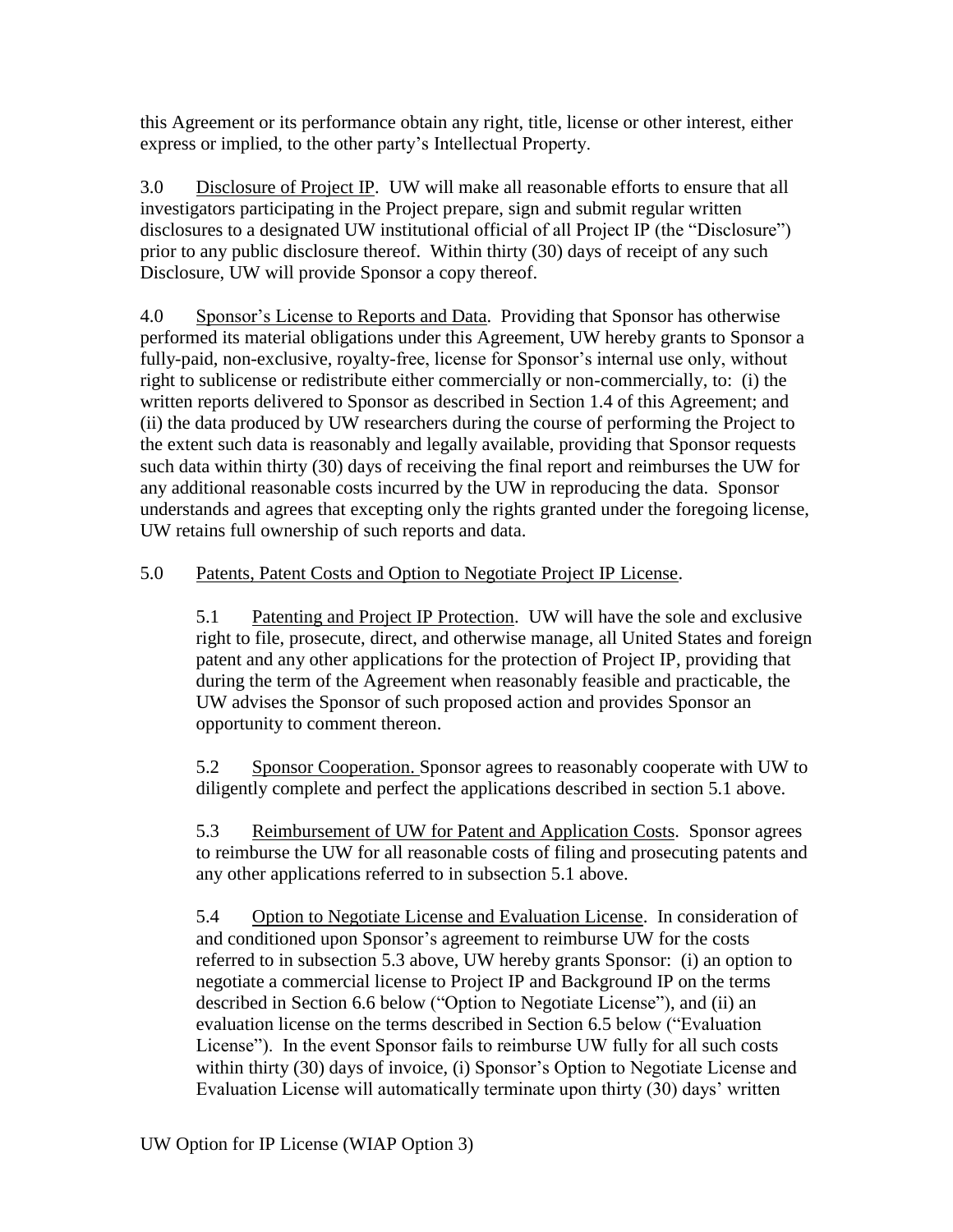this Agreement or its performance obtain any right, title, license or other interest, either express or implied, to the other party's Intellectual Property.

3.0 Disclosure of Project IP. UW will make all reasonable efforts to ensure that all investigators participating in the Project prepare, sign and submit regular written disclosures to a designated UW institutional official of all Project IP (the "Disclosure") prior to any public disclosure thereof. Within thirty (30) days of receipt of any such Disclosure, UW will provide Sponsor a copy thereof.

4.0 Sponsor's License to Reports and Data. Providing that Sponsor has otherwise performed its material obligations under this Agreement, UW hereby grants to Sponsor a fully-paid, non-exclusive, royalty-free, license for Sponsor's internal use only, without right to sublicense or redistribute either commercially or non-commercially, to: (i) the written reports delivered to Sponsor as described in Section 1.4 of this Agreement; and (ii) the data produced by UW researchers during the course of performing the Project to the extent such data is reasonably and legally available, providing that Sponsor requests such data within thirty (30) days of receiving the final report and reimburses the UW for any additional reasonable costs incurred by the UW in reproducing the data. Sponsor understands and agrees that excepting only the rights granted under the foregoing license, UW retains full ownership of such reports and data.

5.0 Patents, Patent Costs and Option to Negotiate Project IP License.

5.1 Patenting and Project IP Protection. UW will have the sole and exclusive right to file, prosecute, direct, and otherwise manage, all United States and foreign patent and any other applications for the protection of Project IP, providing that during the term of the Agreement when reasonably feasible and practicable, the UW advises the Sponsor of such proposed action and provides Sponsor an opportunity to comment thereon.

5.2 Sponsor Cooperation. Sponsor agrees to reasonably cooperate with UW to diligently complete and perfect the applications described in section 5.1 above.

5.3 Reimbursement of UW for Patent and Application Costs. Sponsor agrees to reimburse the UW for all reasonable costs of filing and prosecuting patents and any other applications referred to in subsection 5.1 above.

5.4 Option to Negotiate License and Evaluation License. In consideration of and conditioned upon Sponsor's agreement to reimburse UW for the costs referred to in subsection 5.3 above, UW hereby grants Sponsor: (i) an option to negotiate a commercial license to Project IP and Background IP on the terms described in Section 6.6 below ("Option to Negotiate License"), and (ii) an evaluation license on the terms described in Section 6.5 below ("Evaluation License"). In the event Sponsor fails to reimburse UW fully for all such costs within thirty (30) days of invoice, (i) Sponsor's Option to Negotiate License and Evaluation License will automatically terminate upon thirty (30) days' written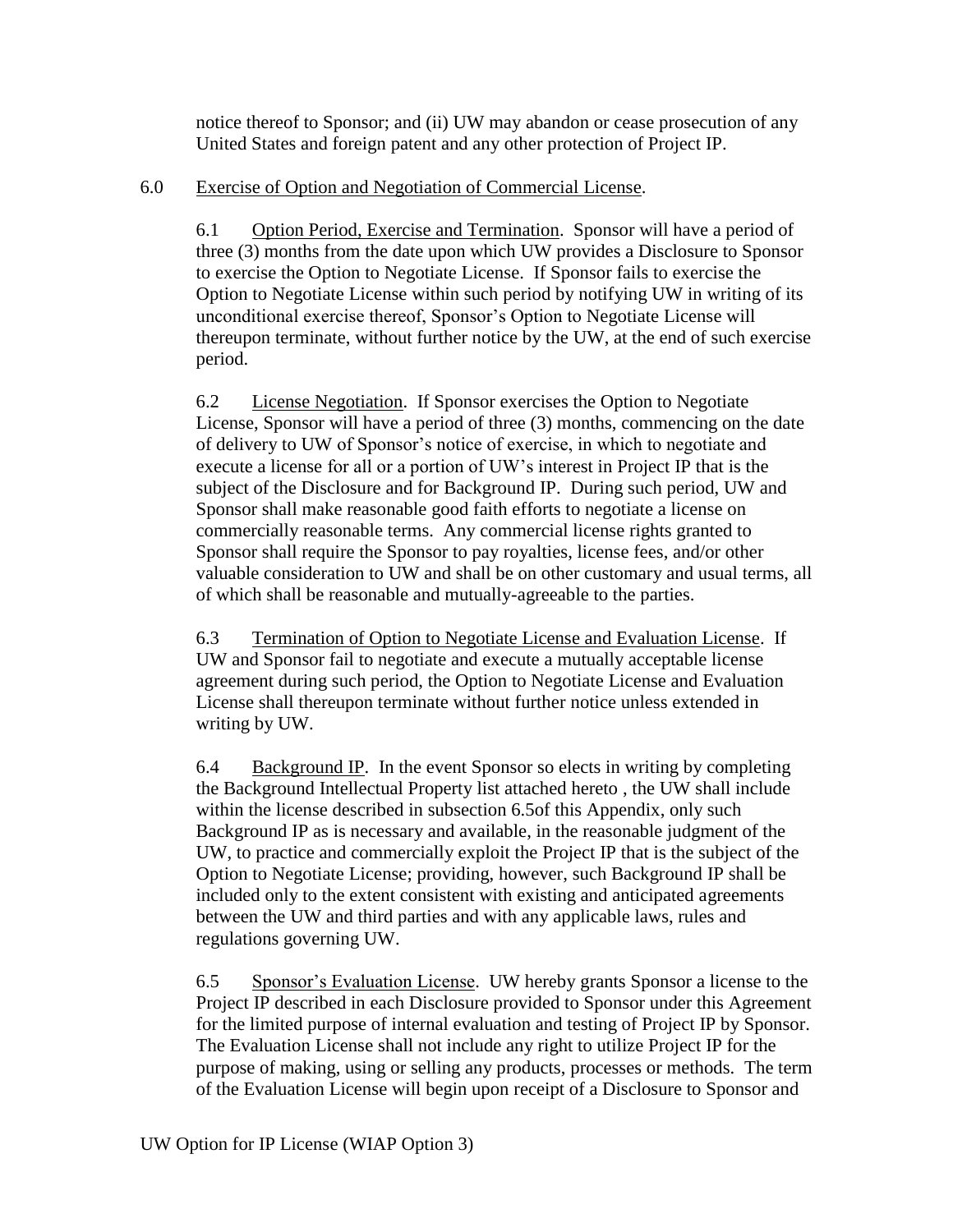notice thereof to Sponsor; and (ii) UW may abandon or cease prosecution of any United States and foreign patent and any other protection of Project IP.

6.0 Exercise of Option and Negotiation of Commercial License.

6.1 Option Period, Exercise and Termination. Sponsor will have a period of three (3) months from the date upon which UW provides a Disclosure to Sponsor to exercise the Option to Negotiate License. If Sponsor fails to exercise the Option to Negotiate License within such period by notifying UW in writing of its unconditional exercise thereof, Sponsor's Option to Negotiate License will thereupon terminate, without further notice by the UW, at the end of such exercise period.

6.2 License Negotiation. If Sponsor exercises the Option to Negotiate License, Sponsor will have a period of three (3) months, commencing on the date of delivery to UW of Sponsor's notice of exercise, in which to negotiate and execute a license for all or a portion of UW's interest in Project IP that is the subject of the Disclosure and for Background IP. During such period, UW and Sponsor shall make reasonable good faith efforts to negotiate a license on commercially reasonable terms. Any commercial license rights granted to Sponsor shall require the Sponsor to pay royalties, license fees, and/or other valuable consideration to UW and shall be on other customary and usual terms, all of which shall be reasonable and mutually-agreeable to the parties.

6.3 Termination of Option to Negotiate License and Evaluation License. If UW and Sponsor fail to negotiate and execute a mutually acceptable license agreement during such period, the Option to Negotiate License and Evaluation License shall thereupon terminate without further notice unless extended in writing by UW.

6.4 Background IP. In the event Sponsor so elects in writing by completing the Background Intellectual Property list attached hereto , the UW shall include within the license described in subsection 6.5of this Appendix, only such Background IP as is necessary and available, in the reasonable judgment of the UW, to practice and commercially exploit the Project IP that is the subject of the Option to Negotiate License; providing, however, such Background IP shall be included only to the extent consistent with existing and anticipated agreements between the UW and third parties and with any applicable laws, rules and regulations governing UW.

6.5 Sponsor's Evaluation License. UW hereby grants Sponsor a license to the Project IP described in each Disclosure provided to Sponsor under this Agreement for the limited purpose of internal evaluation and testing of Project IP by Sponsor. The Evaluation License shall not include any right to utilize Project IP for the purpose of making, using or selling any products, processes or methods. The term of the Evaluation License will begin upon receipt of a Disclosure to Sponsor and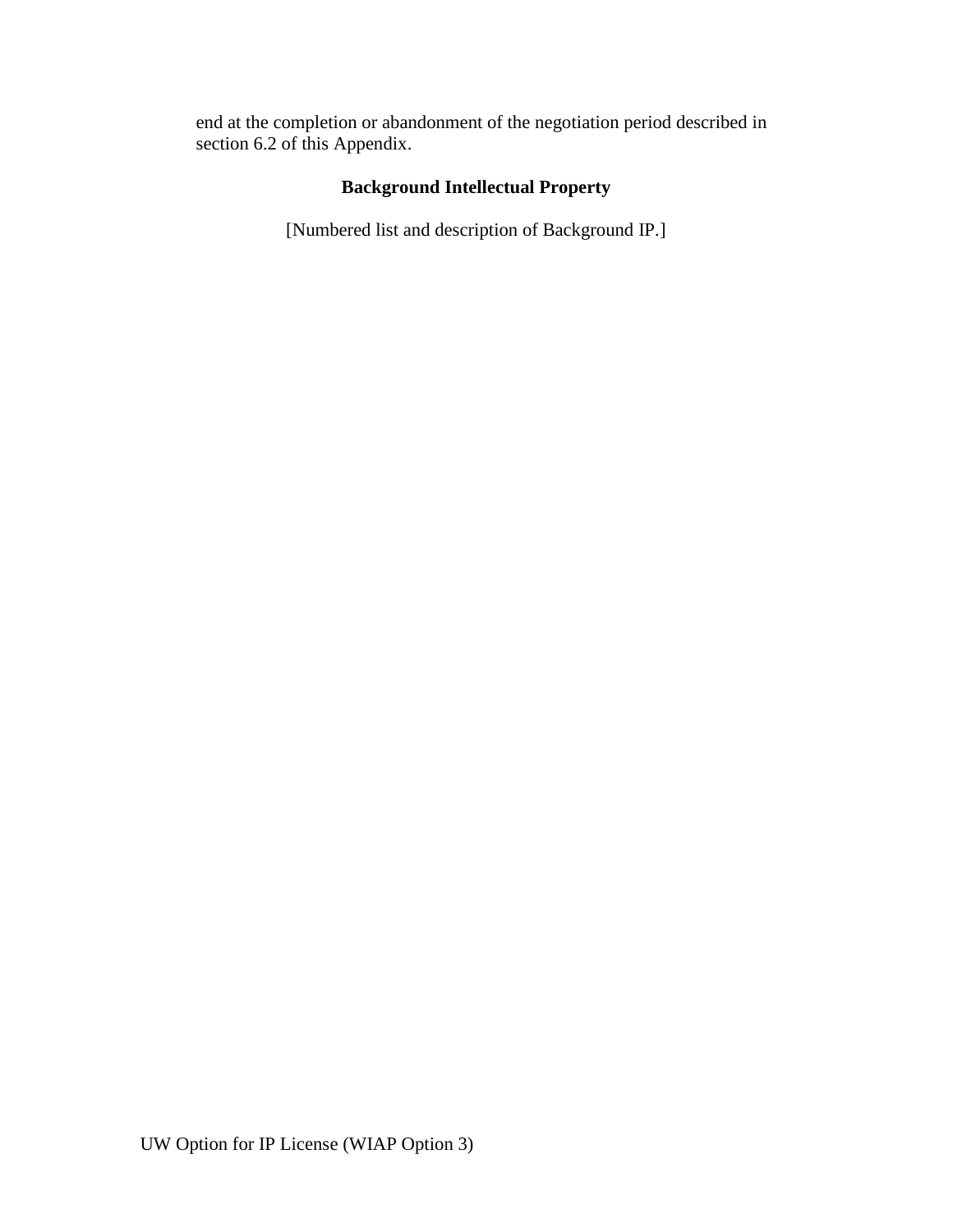end at the completion or abandonment of the negotiation period described in section 6.2 of this Appendix.

**Background Intellectual Property**

[Numbered list and description of Background IP.]